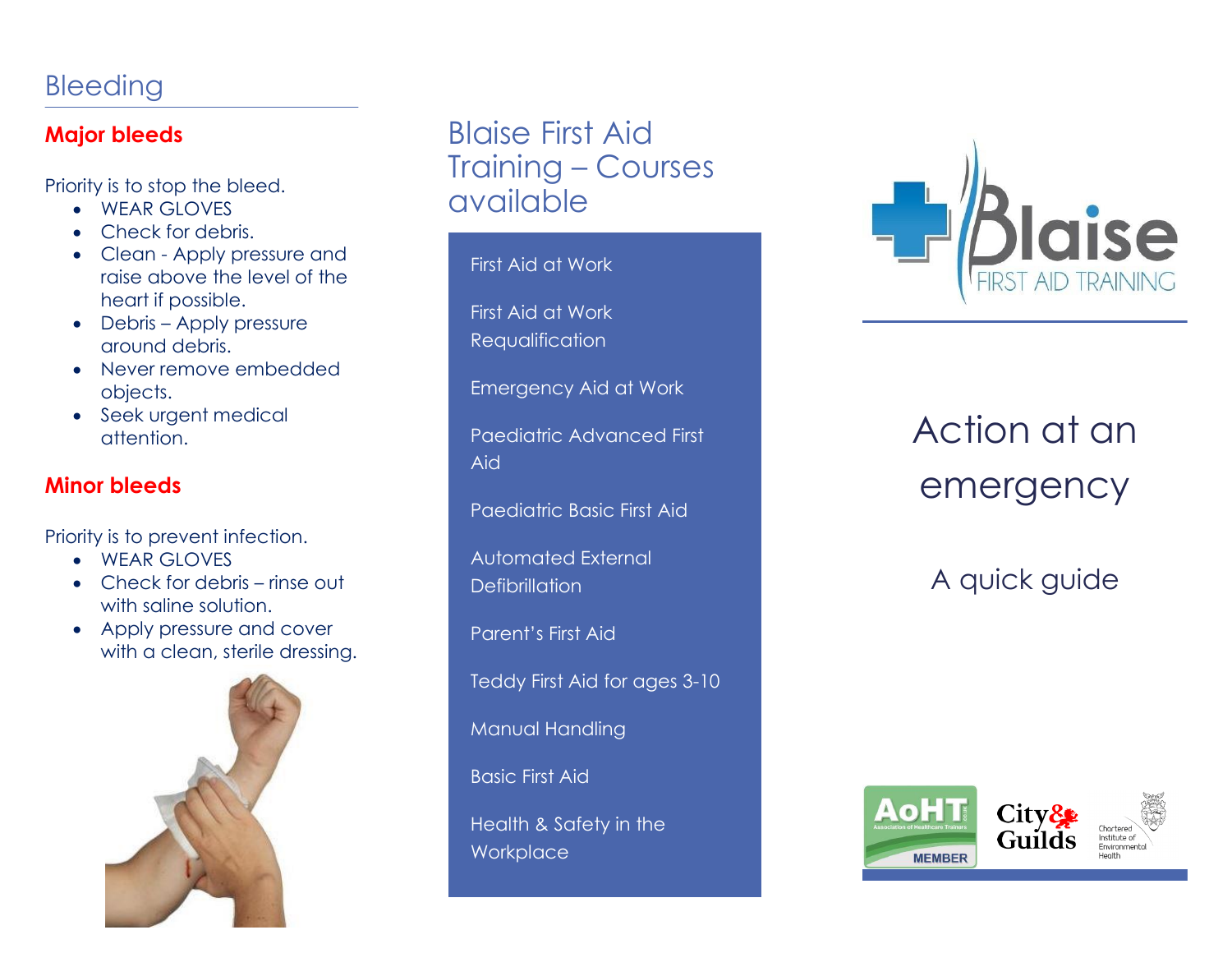## Bleeding

### Major bleeds

Priority is to stop the bleed.

- WEAR GLOVES
- Check for debris.
- Clean - Apply pressure and raise above the level of the heart if possible.
- Debris – Apply pressure around debris.
- Never remove embedded objects.
- Seek urgent medical attention.

### Minor bleeds

Priority is to prevent infection.

- WEAR GLOVES
- Check for debris – rinse out with saline solution.
- Apply pressure and cover with a clean, sterile dressing.

## Blaise First Aid Training – Courses available

- First Aid at Work
- First Aid at Work Requalification
- Emergency Aid at Work
- Paediatric Advanced First Aid
- Paediatric Basic First Aid
- Automated External Defibrillation
- Parent's First Aid
- Teddy First Aid for ages 3-10
- Manual Handling
- Basic First Aid
- Health & Safety in the Workplace

Blaise FIRST AID TRAINING

# Action at an emergency

## A quick guide

AoHT MEMBER — Association of Healthcare Trainers

City & Guilds

Chartered Institute of Environmental Health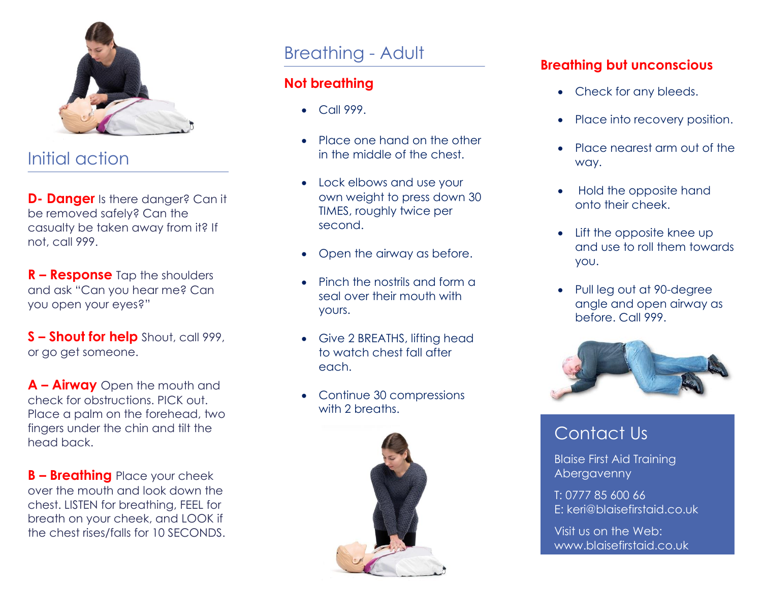## Initial action

**D- Danger** Is there danger? Can it be removed safely? Can the casualty be taken away from it? If not, call 999.

**R – Response** Tap the shoulders and ask "Can you hear me? Can you open your eyes?"

**S – Shout for help** Shout, call 999, or go get someone.

**A – Airway** Open the mouth and check for obstructions. PICK out. Place a palm on the forehead, two fingers under the chin and tilt the head back.

**B – Breathing** Place your cheek over the mouth and look down the chest. LISTEN for breathing, FEEL for breath on your cheek, and LOOK if the chest rises/falls for 10 SECONDS.

## Breathing - Adult

### Not breathing

- Call 999.
- Place one hand on the other in the middle of the chest.
- Lock elbows and use your own weight to press down 30 TIMES, roughly twice per second.
- Open the airway as before.
- Pinch the nostrils and form a seal over their mouth with yours.
- Give 2 BREATHS, lifting head to watch chest fall after each.
- Continue 30 compressions with 2 breaths.

### Breathing but unconscious

- Check for any bleeds.
- Place into recovery position.
- Place nearest arm out of the way.
- Hold the opposite hand onto their cheek.
- Lift the opposite knee up and use to roll them towards you.
- Pull leg out at 90-degree angle and open airway as before. Call 999.

## Contact Us

Blaise First Aid Training
Abergavenny

T: 0777 85 600 66
E: keri@blaisefirstaid.co.uk

Visit us on the Web:
www.blaisefirstaid.co.uk